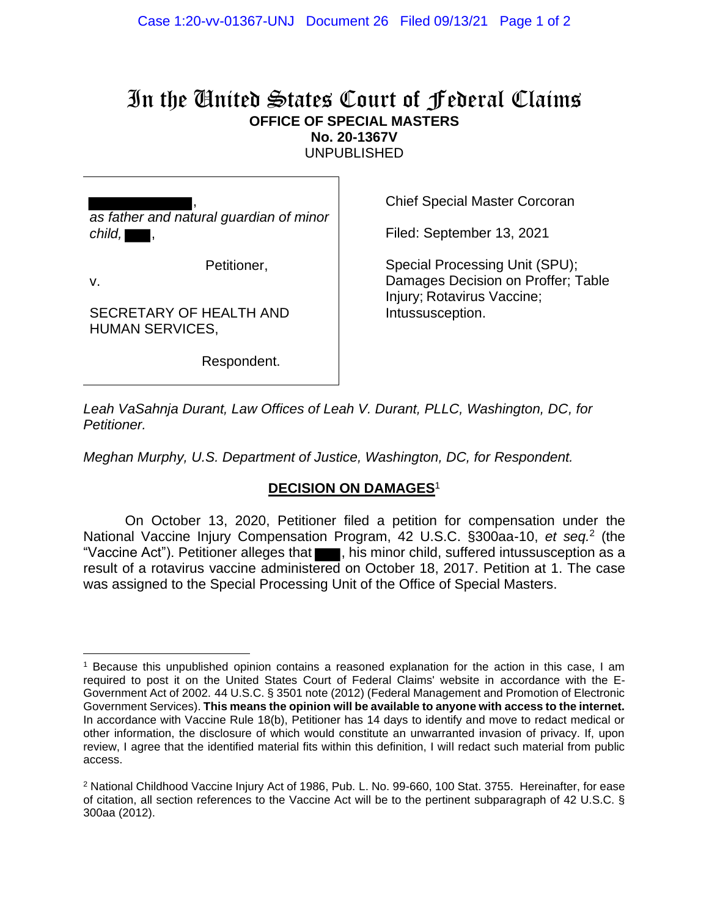# In the United States Court of Federal Claims

**OFFICE OF SPECIAL MASTERS**

**No. 20-1367V**

UNPUBLISHED

| | |
|---|---|
| ██████████, *as father and natural guardian of minor child,* ███, Petitioner, v. SECRETARY OF HEALTH AND HUMAN SERVICES, Respondent. | Chief Special Master Corcoran<br><br>Filed: September 13, 2021<br><br>Special Processing Unit (SPU); Damages Decision on Proffer; Table Injury; Rotavirus Vaccine; Intussusception. |

*Leah VaSahnja Durant, Law Offices of Leah V. Durant, PLLC, Washington, DC, for Petitioner.*

*Meghan Murphy, U.S. Department of Justice, Washington, DC, for Respondent.*

## DECISION ON DAMAGES[1]

On October 13, 2020, Petitioner filed a petition for compensation under the National Vaccine Injury Compensation Program, 42 U.S.C. §300aa-10, *et seq.*[2] (the "Vaccine Act"). Petitioner alleges that ███, his minor child, suffered intussusception as a result of a rotavirus vaccine administered on October 18, 2017. Petition at 1. The case was assigned to the Special Processing Unit of the Office of Special Masters.

---

[1] Because this unpublished opinion contains a reasoned explanation for the action in this case, I am required to post it on the United States Court of Federal Claims' website in accordance with the E-Government Act of 2002. 44 U.S.C. § 3501 note (2012) (Federal Management and Promotion of Electronic Government Services). **This means the opinion will be available to anyone with access to the internet.** In accordance with Vaccine Rule 18(b), Petitioner has 14 days to identify and move to redact medical or other information, the disclosure of which would constitute an unwarranted invasion of privacy. If, upon review, I agree that the identified material fits within this definition, I will redact such material from public access.

[2] National Childhood Vaccine Injury Act of 1986, Pub. L. No. 99-660, 100 Stat. 3755. Hereinafter, for ease of citation, all section references to the Vaccine Act will be to the pertinent subparagraph of 42 U.S.C. § 300aa (2012).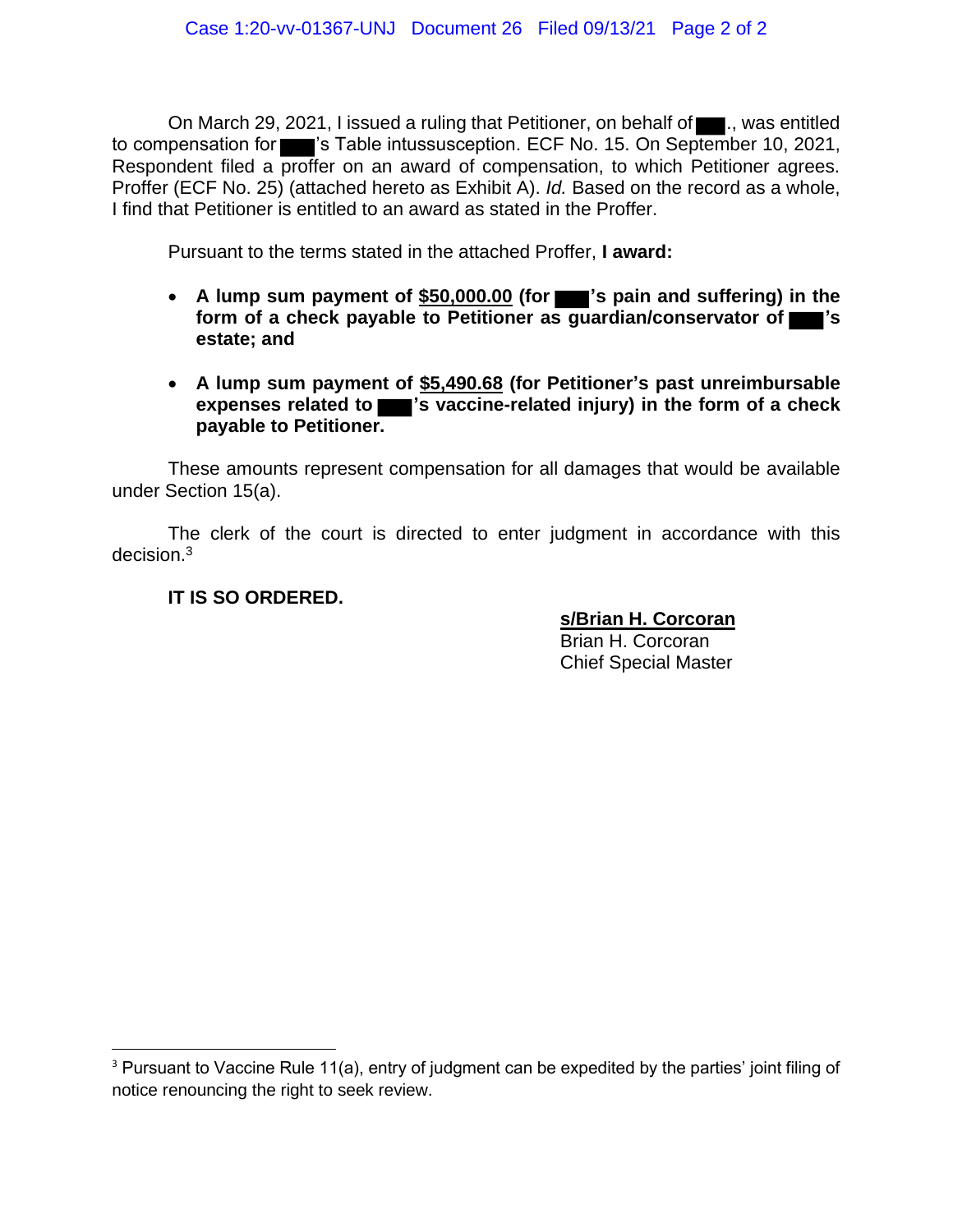On March 29, 2021, I issued a ruling that Petitioner, on behalf of ███., was entitled to compensation for ███'s Table intussusception. ECF No. 15. On September 10, 2021, Respondent filed a proffer on an award of compensation, to which Petitioner agrees. Proffer (ECF No. 25) (attached hereto as Exhibit A). *Id.* Based on the record as a whole, I find that Petitioner is entitled to an award as stated in the Proffer.

Pursuant to the terms stated in the attached Proffer, **I award:**

- **A lump sum payment of $50,000.00 (for ███'s pain and suffering) in the form of a check payable to Petitioner as guardian/conservator of ███'s estate; and**

- **A lump sum payment of $5,490.68 (for Petitioner's past unreimbursable expenses related to ███'s vaccine-related injury) in the form of a check payable to Petitioner.**

These amounts represent compensation for all damages that would be available under Section 15(a).

The clerk of the court is directed to enter judgment in accordance with this decision.[3]

**IT IS SO ORDERED.**

**s/Brian H. Corcoran**
Brian H. Corcoran
Chief Special Master

[3] Pursuant to Vaccine Rule 11(a), entry of judgment can be expedited by the parties' joint filing of notice renouncing the right to seek review.